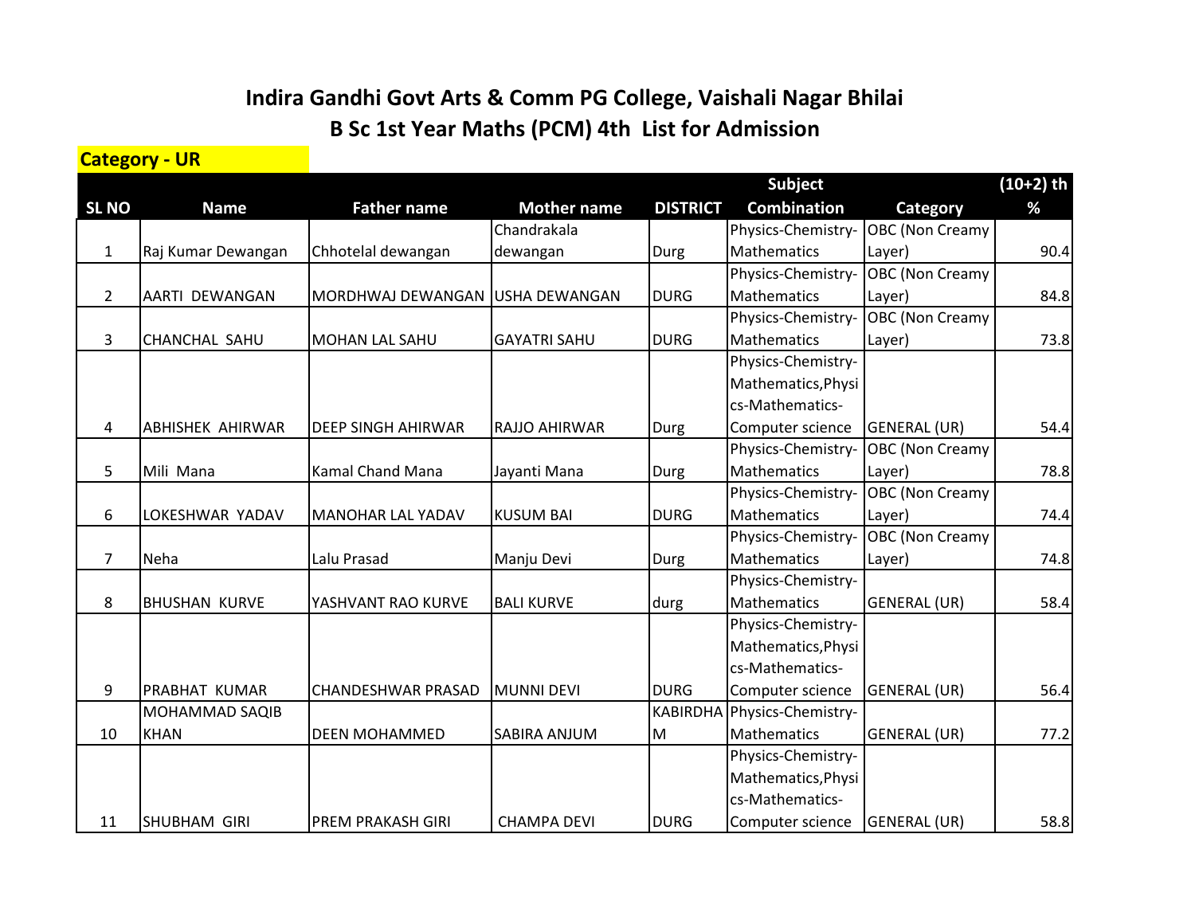# Indira Gandhi Govt Arts & Comm PG College, Vaishali Nagar Bhilai

## B Sc 1st Year Maths (PCM) 4th List for Admission

**Category - UR**

| SL NO | Name | Father name | Mother name | DISTRICT | Subject Combination | Category | (10+2) th % |
|---|---|---|---|---|---|---|---|
| 1 | Raj Kumar Dewangan | Chhotelal dewangan | Chandrakala dewangan | Durg | Physics-Chemistry-Mathematics | OBC (Non Creamy Layer) | 90.4 |
| 2 | AARTI DEWANGAN | MORDHWAJ DEWANGAN | USHA DEWANGAN | DURG | Physics-Chemistry-Mathematics | OBC (Non Creamy Layer) | 84.8 |
| 3 | CHANCHAL SAHU | MOHAN LAL SAHU | GAYATRI SAHU | DURG | Physics-Chemistry-Mathematics | OBC (Non Creamy Layer) | 73.8 |
| 4 | ABHISHEK AHIRWAR | DEEP SINGH AHIRWAR | RAJJO AHIRWAR | Durg | Physics-Chemistry-Mathematics,Physics-Mathematics-Computer science | GENERAL (UR) | 54.4 |
| 5 | Mili Mana | Kamal Chand Mana | Jayanti Mana | Durg | Physics-Chemistry-Mathematics | OBC (Non Creamy Layer) | 78.8 |
| 6 | LOKESHWAR YADAV | MANOHAR LAL YADAV | KUSUM BAI | DURG | Physics-Chemistry-Mathematics | OBC (Non Creamy Layer) | 74.4 |
| 7 | Neha | Lalu Prasad | Manju Devi | Durg | Physics-Chemistry-Mathematics | OBC (Non Creamy Layer) | 74.8 |
| 8 | BHUSHAN KURVE | YASHVANT RAO KURVE | BALI KURVE | durg | Physics-Chemistry-Mathematics | GENERAL (UR) | 58.4 |
| 9 | PRABHAT KUMAR | CHANDESHWAR PRASAD | MUNNI DEVI | DURG | Physics-Chemistry-Mathematics,Physics-Mathematics-Computer science | GENERAL (UR) | 56.4 |
| 10 | MOHAMMAD SAQIB KHAN | DEEN MOHAMMED | SABIRA ANJUM | KABIRDHAM | Physics-Chemistry-Mathematics | GENERAL (UR) | 77.2 |
| 11 | SHUBHAM GIRI | PREM PRAKASH GIRI | CHAMPA DEVI | DURG | Physics-Chemistry-Mathematics,Physics-Mathematics-Computer science | GENERAL (UR) | 58.8 |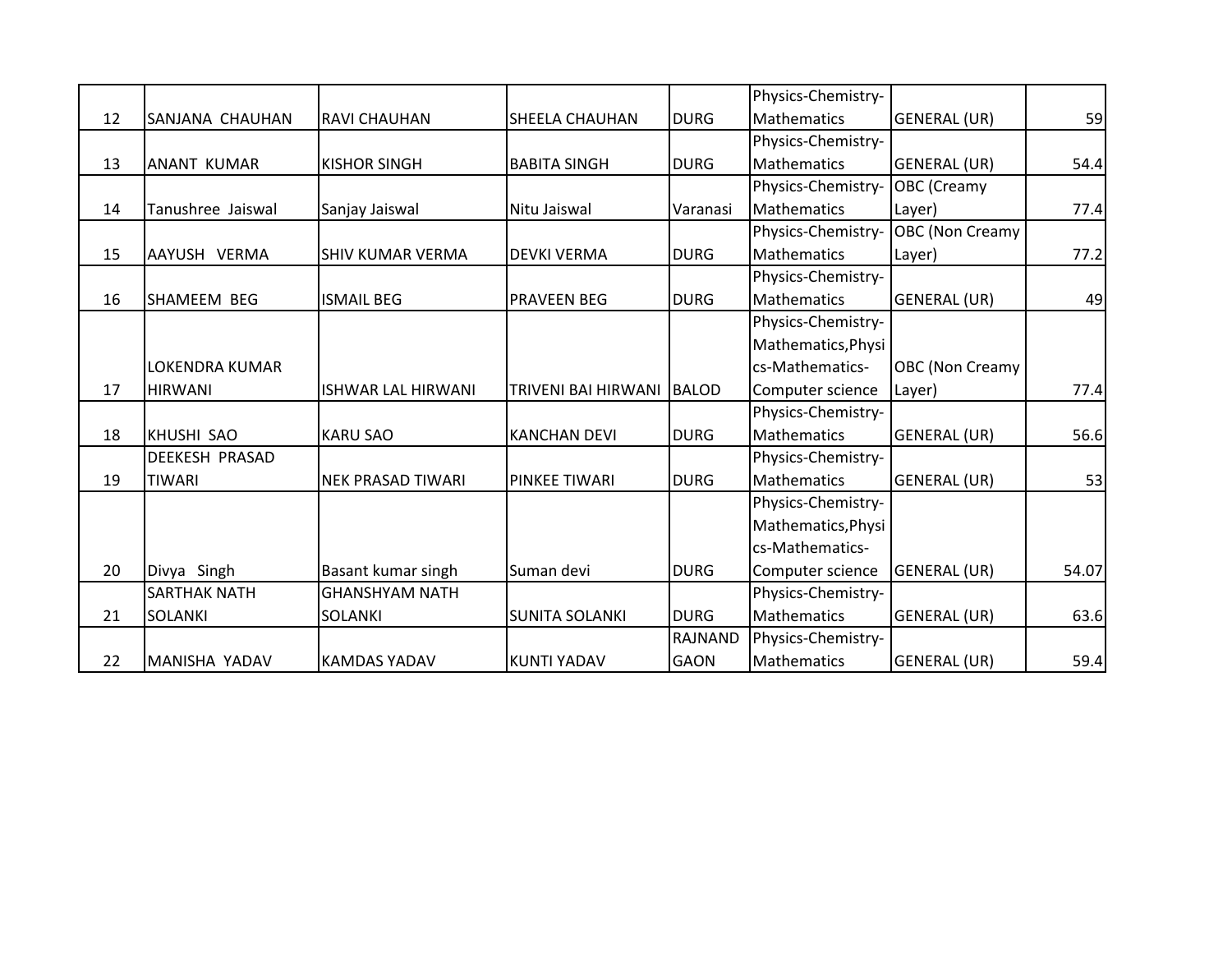| | | | | | | | |
|---|---|---|---|---|---|---|---|
| 12 | SANJANA CHAUHAN | RAVI CHAUHAN | SHEELA CHAUHAN | DURG | Physics-Chemistry-Mathematics | GENERAL (UR) | 59 |
| 13 | ANANT KUMAR | KISHOR SINGH | BABITA SINGH | DURG | Physics-Chemistry-Mathematics | GENERAL (UR) | 54.4 |
| 14 | Tanushree Jaiswal | Sanjay Jaiswal | Nitu Jaiswal | Varanasi | Physics-Chemistry-Mathematics | OBC (Creamy Layer) | 77.4 |
| 15 | AAYUSH VERMA | SHIV KUMAR VERMA | DEVKI VERMA | DURG | Physics-Chemistry-Mathematics | OBC (Non Creamy Layer) | 77.2 |
| 16 | SHAMEEM BEG | ISMAIL BEG | PRAVEEN BEG | DURG | Physics-Chemistry-Mathematics | GENERAL (UR) | 49 |
| 17 | LOKENDRA KUMAR HIRWANI | ISHWAR LAL HIRWANI | TRIVENI BAI HIRWANI | BALOD | Physics-Chemistry-Mathematics,Physics-Mathematics-Computer science | OBC (Non Creamy Layer) | 77.4 |
| 18 | KHUSHI SAO | KARU SAO | KANCHAN DEVI | DURG | Physics-Chemistry-Mathematics | GENERAL (UR) | 56.6 |
| 19 | DEEKESH PRASAD TIWARI | NEK PRASAD TIWARI | PINKEE TIWARI | DURG | Physics-Chemistry-Mathematics | GENERAL (UR) | 53 |
| 20 | Divya Singh | Basant kumar singh | Suman devi | DURG | Physics-Chemistry-Mathematics,Physics-Mathematics-Computer science | GENERAL (UR) | 54.07 |
| 21 | SARTHAK NATH SOLANKI | GHANSHYAM NATH SOLANKI | SUNITA SOLANKI | DURG | Physics-Chemistry-Mathematics | GENERAL (UR) | 63.6 |
| 22 | MANISHA YADAV | KAMDAS YADAV | KUNTI YADAV | RAJNANDGAON | Physics-Chemistry-Mathematics | GENERAL (UR) | 59.4 |